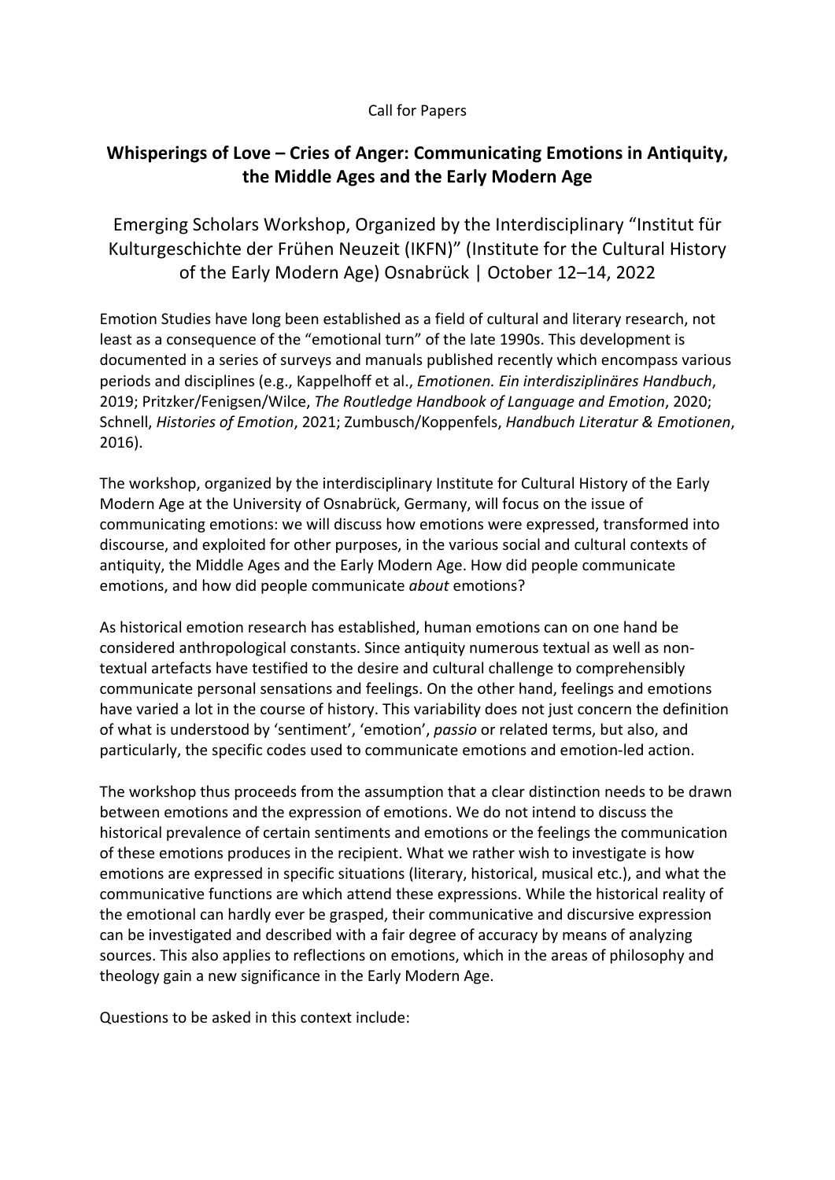Call for Papers

# Whisperings of Love – Cries of Anger: Communicating Emotions in Antiquity, the Middle Ages and the Early Modern Age

## Emerging Scholars Workshop, Organized by the Interdisciplinary "Institut für Kulturgeschichte der Frühen Neuzeit (IKFN)" (Institute for the Cultural History of the Early Modern Age) Osnabrück | October 12–14, 2022

Emotion Studies have long been established as a field of cultural and literary research, not least as a consequence of the "emotional turn" of the late 1990s. This development is documented in a series of surveys and manuals published recently which encompass various periods and disciplines (e.g., Kappelhoff et al., *Emotionen. Ein interdisziplinäres Handbuch*, 2019; Pritzker/Fenigsen/Wilce, *The Routledge Handbook of Language and Emotion*, 2020; Schnell, *Histories of Emotion*, 2021; Zumbusch/Koppenfels, *Handbuch Literatur & Emotionen*, 2016).

The workshop, organized by the interdisciplinary Institute for Cultural History of the Early Modern Age at the University of Osnabrück, Germany, will focus on the issue of communicating emotions: we will discuss how emotions were expressed, transformed into discourse, and exploited for other purposes, in the various social and cultural contexts of antiquity, the Middle Ages and the Early Modern Age. How did people communicate emotions, and how did people communicate *about* emotions?

As historical emotion research has established, human emotions can on one hand be considered anthropological constants. Since antiquity numerous textual as well as non-textual artefacts have testified to the desire and cultural challenge to comprehensibly communicate personal sensations and feelings. On the other hand, feelings and emotions have varied a lot in the course of history. This variability does not just concern the definition of what is understood by 'sentiment', 'emotion', *passio* or related terms, but also, and particularly, the specific codes used to communicate emotions and emotion-led action.

The workshop thus proceeds from the assumption that a clear distinction needs to be drawn between emotions and the expression of emotions. We do not intend to discuss the historical prevalence of certain sentiments and emotions or the feelings the communication of these emotions produces in the recipient. What we rather wish to investigate is how emotions are expressed in specific situations (literary, historical, musical etc.), and what the communicative functions are which attend these expressions. While the historical reality of the emotional can hardly ever be grasped, their communicative and discursive expression can be investigated and described with a fair degree of accuracy by means of analyzing sources. This also applies to reflections on emotions, which in the areas of philosophy and theology gain a new significance in the Early Modern Age.

Questions to be asked in this context include: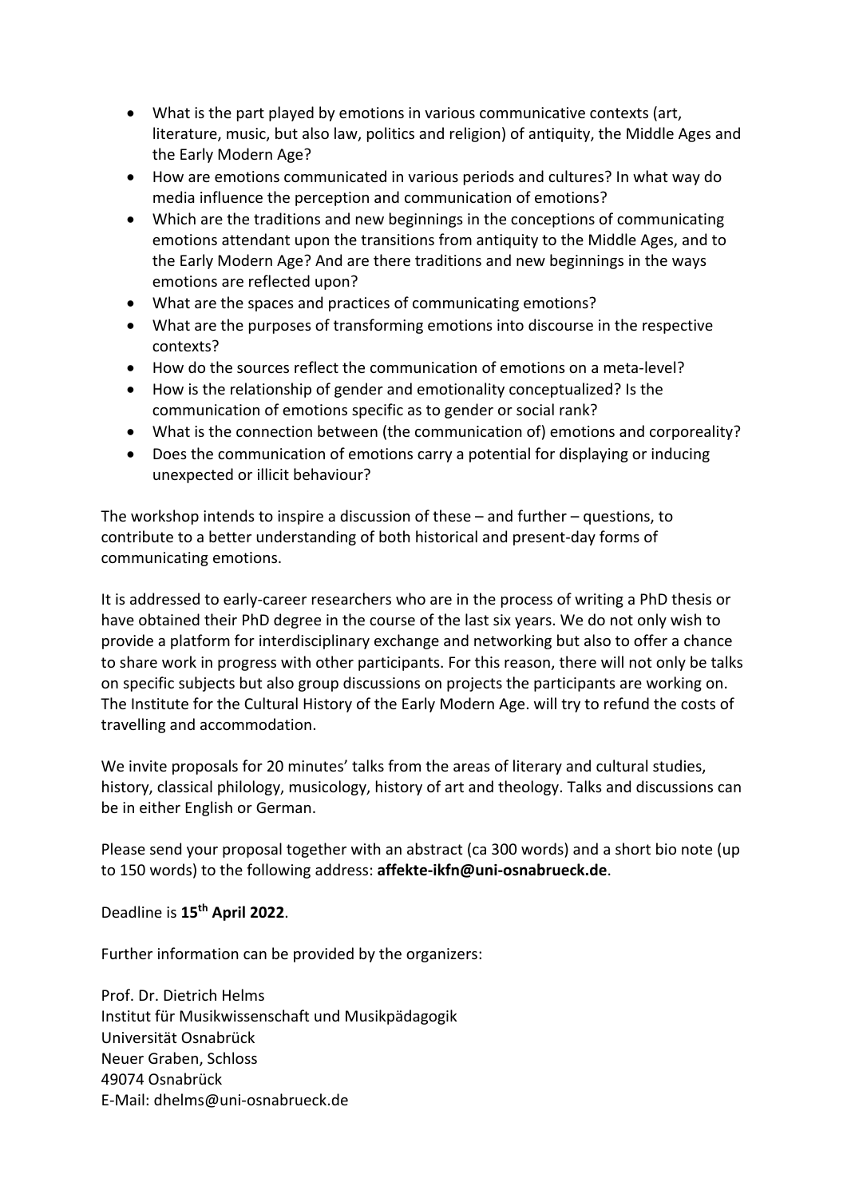- What is the part played by emotions in various communicative contexts (art, literature, music, but also law, politics and religion) of antiquity, the Middle Ages and the Early Modern Age?
- How are emotions communicated in various periods and cultures? In what way do media influence the perception and communication of emotions?
- Which are the traditions and new beginnings in the conceptions of communicating emotions attendant upon the transitions from antiquity to the Middle Ages, and to the Early Modern Age? And are there traditions and new beginnings in the ways emotions are reflected upon?
- What are the spaces and practices of communicating emotions?
- What are the purposes of transforming emotions into discourse in the respective contexts?
- How do the sources reflect the communication of emotions on a meta-level?
- How is the relationship of gender and emotionality conceptualized? Is the communication of emotions specific as to gender or social rank?
- What is the connection between (the communication of) emotions and corporeality?
- Does the communication of emotions carry a potential for displaying or inducing unexpected or illicit behaviour?

The workshop intends to inspire a discussion of these – and further – questions, to contribute to a better understanding of both historical and present-day forms of communicating emotions.

It is addressed to early-career researchers who are in the process of writing a PhD thesis or have obtained their PhD degree in the course of the last six years. We do not only wish to provide a platform for interdisciplinary exchange and networking but also to offer a chance to share work in progress with other participants. For this reason, there will not only be talks on specific subjects but also group discussions on projects the participants are working on. The Institute for the Cultural History of the Early Modern Age. will try to refund the costs of travelling and accommodation.

We invite proposals for 20 minutes' talks from the areas of literary and cultural studies, history, classical philology, musicology, history of art and theology. Talks and discussions can be in either English or German.

Please send your proposal together with an abstract (ca 300 words) and a short bio note (up to 150 words) to the following address: **affekte-ikfn@uni-osnabrueck.de**.

Deadline is **15th April 2022**.

Further information can be provided by the organizers:

Prof. Dr. Dietrich Helms
Institut für Musikwissenschaft und Musikpädagogik
Universität Osnabrück
Neuer Graben, Schloss
49074 Osnabrück
E-Mail: dhelms@uni-osnabrueck.de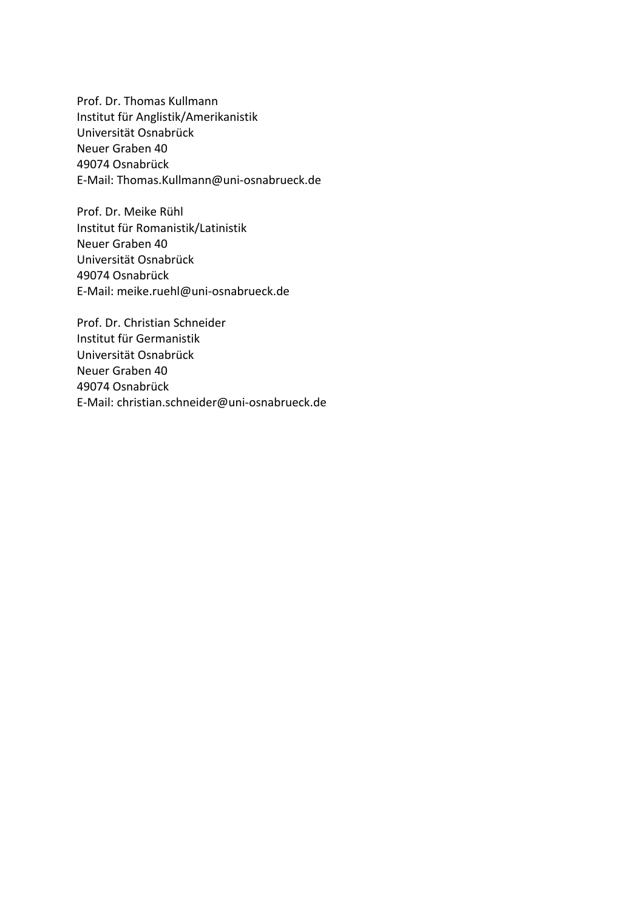Prof. Dr. Thomas Kullmann
Institut für Anglistik/Amerikanistik
Universität Osnabrück
Neuer Graben 40
49074 Osnabrück
E-Mail: Thomas.Kullmann@uni-osnabrueck.de

Prof. Dr. Meike Rühl
Institut für Romanistik/Latinistik
Neuer Graben 40
Universität Osnabrück
49074 Osnabrück
E-Mail: meike.ruehl@uni-osnabrueck.de

Prof. Dr. Christian Schneider
Institut für Germanistik
Universität Osnabrück
Neuer Graben 40
49074 Osnabrück
E-Mail: christian.schneider@uni-osnabrueck.de